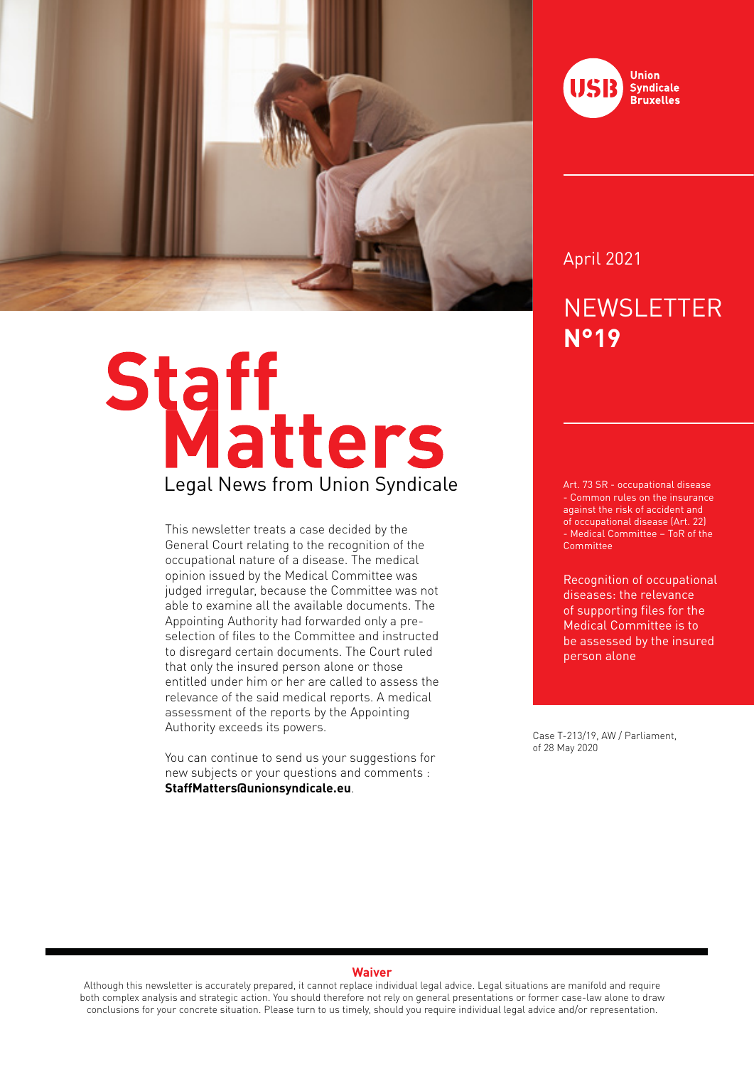# Staff Matters

Legal News from Union Syndicale

**Union Syndicale Bruxelles**

April 2021

## NEWSLETTER **N°19**

Art. 73 SR - occupational disease - Common rules on the insurance against the risk of accident and of occupational disease (Art. 22) - Medical Committee – ToR of the Committee

### Recognition of occupational diseases: the relevance of supporting files for the Medical Committee is to be assessed by the insured person alone

Case T-213/19, AW / Parliament, of 28 May 2020

This newsletter treats a case decided by the General Court relating to the recognition of the occupational nature of a disease. The medical opinion issued by the Medical Committee was judged irregular, because the Committee was not able to examine all the available documents. The Appointing Authority had forwarded only a pre-selection of files to the Committee and instructed to disregard certain documents. The Court ruled that only the insured person alone or those entitled under him or her are called to assess the relevance of the said medical reports. A medical assessment of the reports by the Appointing Authority exceeds its powers.

You can continue to send us your suggestions for new subjects or your questions and comments : **StaffMatters@unionsyndicale.eu**.

**Waiver**

Although this newsletter is accurately prepared, it cannot replace individual legal advice. Legal situations are manifold and require both complex analysis and strategic action. You should therefore not rely on general presentations or former case-law alone to draw conclusions for your concrete situation. Please turn to us timely, should you require individual legal advice and/or representation.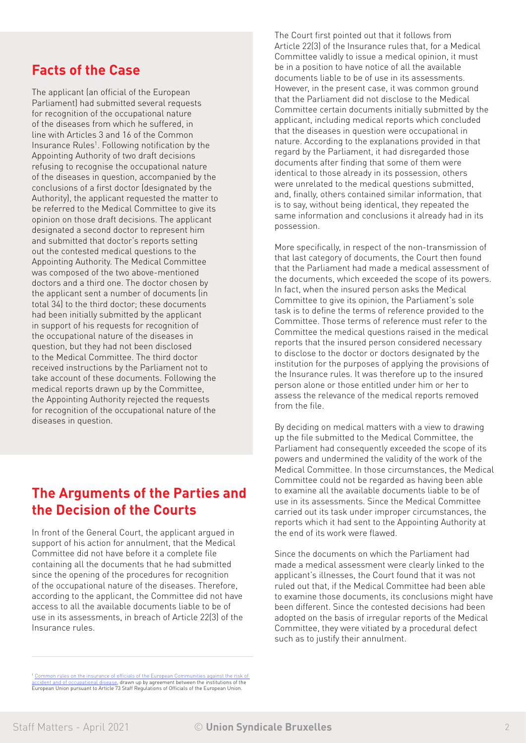## Facts of the Case

The applicant (an official of the European Parliament) had submitted several requests for recognition of the occupational nature of the diseases from which he suffered, in line with Articles 3 and 16 of the Common Insurance Rules[1]. Following notification by the Appointing Authority of two draft decisions refusing to recognise the occupational nature of the diseases in question, accompanied by the conclusions of a first doctor (designated by the Authority), the applicant requested the matter to be referred to the Medical Committee to give its opinion on those draft decisions. The applicant designated a second doctor to represent him and submitted that doctor's reports setting out the contested medical questions to the Appointing Authority. The Medical Committee was composed of the two above-mentioned doctors and a third one. The doctor chosen by the applicant sent a number of documents (in total 34) to the third doctor; these documents had been initially submitted by the applicant in support of his requests for recognition of the occupational nature of the diseases in question, but they had not been disclosed to the Medical Committee. The third doctor received instructions by the Parliament not to take account of these documents. Following the medical reports drawn up by the Committee, the Appointing Authority rejected the requests for recognition of the occupational nature of the diseases in question.

## The Arguments of the Parties and the Decision of the Courts

In front of the General Court, the applicant argued in support of his action for annulment, that the Medical Committee did not have before it a complete file containing all the documents that he had submitted since the opening of the procedures for recognition of the occupational nature of the diseases. Therefore, according to the applicant, the Committee did not have access to all the available documents liable to be of use in its assessments, in breach of Article 22(3) of the Insurance rules.

The Court first pointed out that it follows from Article 22(3) of the Insurance rules that, for a Medical Committee validly to issue a medical opinion, it must be in a position to have notice of all the available documents liable to be of use in its assessments. However, in the present case, it was common ground that the Parliament did not disclose to the Medical Committee certain documents initially submitted by the applicant, including medical reports which concluded that the diseases in question were occupational in nature. According to the explanations provided in that regard by the Parliament, it had disregarded those documents after finding that some of them were identical to those already in its possession, others were unrelated to the medical questions submitted, and, finally, others contained similar information, that is to say, without being identical, they repeated the same information and conclusions it already had in its possession.

More specifically, in respect of the non-transmission of that last category of documents, the Court then found that the Parliament had made a medical assessment of the documents, which exceeded the scope of its powers. In fact, when the insured person asks the Medical Committee to give its opinion, the Parliament's sole task is to define the terms of reference provided to the Committee. Those terms of reference must refer to the Committee the medical questions raised in the medical reports that the insured person considered necessary to disclose to the doctor or doctors designated by the institution for the purposes of applying the provisions of the Insurance rules. It was therefore up to the insured person alone or those entitled under him or her to assess the relevance of the medical reports removed from the file.

By deciding on medical matters with a view to drawing up the file submitted to the Medical Committee, the Parliament had consequently exceeded the scope of its powers and undermined the validity of the work of the Medical Committee. In those circumstances, the Medical Committee could not be regarded as having been able to examine all the available documents liable to be of use in its assessments. Since the Medical Committee carried out its task under improper circumstances, the reports which it had sent to the Appointing Authority at the end of its work were flawed.

Since the documents on which the Parliament had made a medical assessment were clearly linked to the applicant's illnesses, the Court found that it was not ruled out that, if the Medical Committee had been able to examine those documents, its conclusions might have been different. Since the contested decisions had been adopted on the basis of irregular reports of the Medical Committee, they were vitiated by a procedural defect such as to justify their annulment.

---

[1] Common rules on the insurance of officials of the European Communities against the risk of accident and of occupational disease, drawn up by agreement between the institutions of the European Union pursuant to Article 73 Staff Regulations of Officials of the European Union.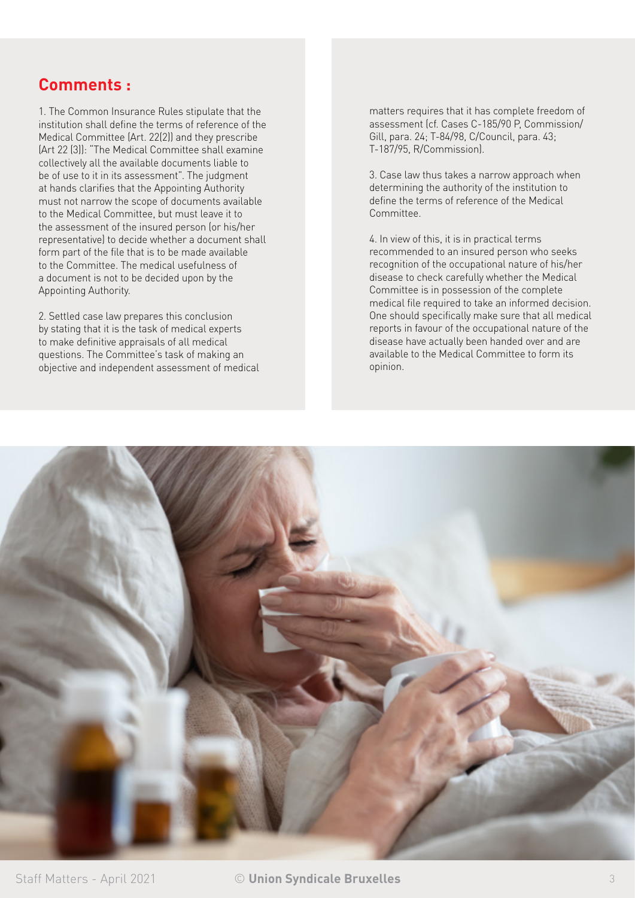## Comments :

1. The Common Insurance Rules stipulate that the institution shall define the terms of reference of the Medical Committee (Art. 22(2)) and they prescribe (Art 22 (3)): "The Medical Committee shall examine collectively all the available documents liable to be of use to it in its assessment". The judgment at hands clarifies that the Appointing Authority must not narrow the scope of documents available to the Medical Committee, but must leave it to the assessment of the insured person (or his/her representative) to decide whether a document shall form part of the file that is to be made available to the Committee. The medical usefulness of a document is not to be decided upon by the Appointing Authority.

2. Settled case law prepares this conclusion by stating that it is the task of medical experts to make definitive appraisals of all medical questions. The Committee's task of making an objective and independent assessment of medical matters requires that it has complete freedom of assessment (cf. Cases C-185/90 P, Commission/Gill, para. 24; T-84/98, C/Council, para. 43; T-187/95, R/Commission).

3. Case law thus takes a narrow approach when determining the authority of the institution to define the terms of reference of the Medical Committee.

4. In view of this, it is in practical terms recommended to an insured person who seeks recognition of the occupational nature of his/her disease to check carefully whether the Medical Committee is in possession of the complete medical file required to take an informed decision. One should specifically make sure that all medical reports in favour of the occupational nature of the disease have actually been handed over and are available to the Medical Committee to form its opinion.